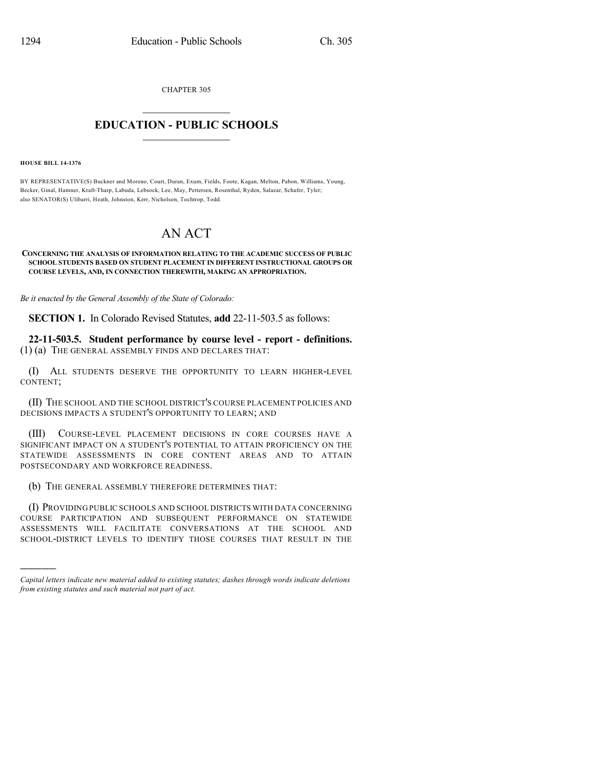CHAPTER 305

# EDUCATION - PUBLIC SCHOOLS

**HOUSE BILL 14-1376**

BY REPRESENTATIVE(S) Buckner and Moreno, Court, Duran, Exum, Fields, Foote, Kagan, Melton, Pabon, Williams, Young, Becker, Ginal, Hamner, Kraft-Tharp, Labuda, Lebsock, Lee, May, Pettersen, Rosenthal, Ryden, Salazar, Schafer, Tyler; also SENATOR(S) Ulibarri, Heath, Johnston, Kerr, Nicholson, Tochtrop, Todd.

# AN ACT

**CONCERNING THE ANALYSIS OF INFORMATION RELATING TO THE ACADEMIC SUCCESS OF PUBLIC SCHOOL STUDENTS BASED ON STUDENT PLACEMENT IN DIFFERENT INSTRUCTIONAL GROUPS OR COURSE LEVELS, AND, IN CONNECTION THEREWITH, MAKING AN APPROPRIATION.**

*Be it enacted by the General Assembly of the State of Colorado:*

**SECTION 1.** In Colorado Revised Statutes, **add** 22-11-503.5 as follows:

**22-11-503.5. Student performance by course level - report - definitions.** (1) (a) THE GENERAL ASSEMBLY FINDS AND DECLARES THAT:

(I) ALL STUDENTS DESERVE THE OPPORTUNITY TO LEARN HIGHER-LEVEL CONTENT;

(II) THE SCHOOL AND THE SCHOOL DISTRICT'S COURSE PLACEMENT POLICIES AND DECISIONS IMPACTS A STUDENT'S OPPORTUNITY TO LEARN; AND

(III) COURSE-LEVEL PLACEMENT DECISIONS IN CORE COURSES HAVE A SIGNIFICANT IMPACT ON A STUDENT'S POTENTIAL TO ATTAIN PROFICIENCY ON THE STATEWIDE ASSESSMENTS IN CORE CONTENT AREAS AND TO ATTAIN POSTSECONDARY AND WORKFORCE READINESS.

(b) THE GENERAL ASSEMBLY THEREFORE DETERMINES THAT:

(I) PROVIDING PUBLIC SCHOOLS AND SCHOOL DISTRICTS WITH DATA CONCERNING COURSE PARTICIPATION AND SUBSEQUENT PERFORMANCE ON STATEWIDE ASSESSMENTS WILL FACILITATE CONVERSATIONS AT THE SCHOOL AND SCHOOL-DISTRICT LEVELS TO IDENTIFY THOSE COURSES THAT RESULT IN THE

---

*Capital letters indicate new material added to existing statutes; dashes through words indicate deletions from existing statutes and such material not part of act.*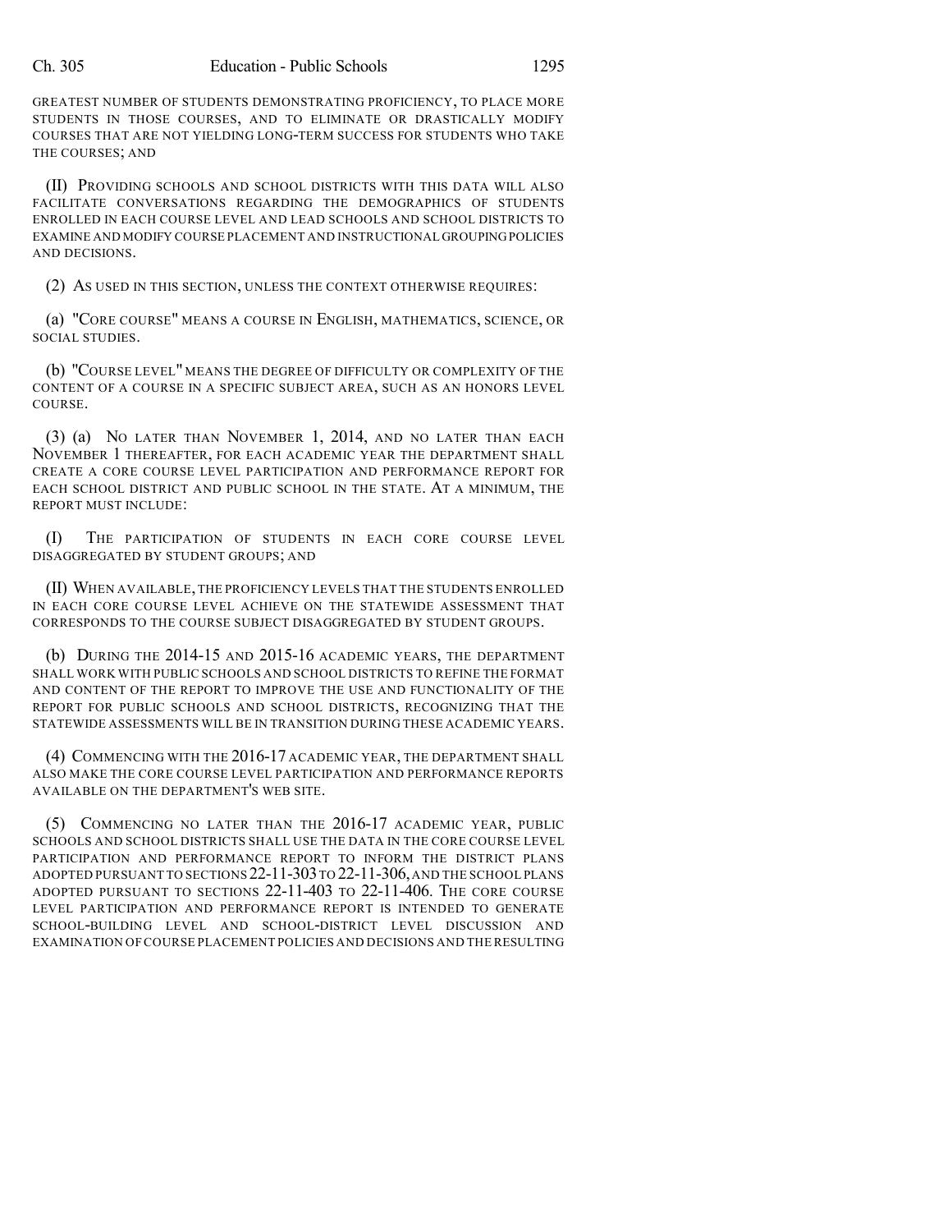GREATEST NUMBER OF STUDENTS DEMONSTRATING PROFICIENCY, TO PLACE MORE STUDENTS IN THOSE COURSES, AND TO ELIMINATE OR DRASTICALLY MODIFY COURSES THAT ARE NOT YIELDING LONG-TERM SUCCESS FOR STUDENTS WHO TAKE THE COURSES; AND

(II) PROVIDING SCHOOLS AND SCHOOL DISTRICTS WITH THIS DATA WILL ALSO FACILITATE CONVERSATIONS REGARDING THE DEMOGRAPHICS OF STUDENTS ENROLLED IN EACH COURSE LEVEL AND LEAD SCHOOLS AND SCHOOL DISTRICTS TO EXAMINE AND MODIFY COURSE PLACEMENT AND INSTRUCTIONAL GROUPING POLICIES AND DECISIONS.

(2) AS USED IN THIS SECTION, UNLESS THE CONTEXT OTHERWISE REQUIRES:

(a) "CORE COURSE" MEANS A COURSE IN ENGLISH, MATHEMATICS, SCIENCE, OR SOCIAL STUDIES.

(b) "COURSE LEVEL" MEANS THE DEGREE OF DIFFICULTY OR COMPLEXITY OF THE CONTENT OF A COURSE IN A SPECIFIC SUBJECT AREA, SUCH AS AN HONORS LEVEL COURSE.

(3) (a) NO LATER THAN NOVEMBER 1, 2014, AND NO LATER THAN EACH NOVEMBER 1 THEREAFTER, FOR EACH ACADEMIC YEAR THE DEPARTMENT SHALL CREATE A CORE COURSE LEVEL PARTICIPATION AND PERFORMANCE REPORT FOR EACH SCHOOL DISTRICT AND PUBLIC SCHOOL IN THE STATE. AT A MINIMUM, THE REPORT MUST INCLUDE:

(I) THE PARTICIPATION OF STUDENTS IN EACH CORE COURSE LEVEL DISAGGREGATED BY STUDENT GROUPS; AND

(II) WHEN AVAILABLE, THE PROFICIENCY LEVELS THAT THE STUDENTS ENROLLED IN EACH CORE COURSE LEVEL ACHIEVE ON THE STATEWIDE ASSESSMENT THAT CORRESPONDS TO THE COURSE SUBJECT DISAGGREGATED BY STUDENT GROUPS.

(b) DURING THE 2014-15 AND 2015-16 ACADEMIC YEARS, THE DEPARTMENT SHALL WORK WITH PUBLIC SCHOOLS AND SCHOOL DISTRICTS TO REFINE THE FORMAT AND CONTENT OF THE REPORT TO IMPROVE THE USE AND FUNCTIONALITY OF THE REPORT FOR PUBLIC SCHOOLS AND SCHOOL DISTRICTS, RECOGNIZING THAT THE STATEWIDE ASSESSMENTS WILL BE IN TRANSITION DURING THESE ACADEMIC YEARS.

(4) COMMENCING WITH THE 2016-17 ACADEMIC YEAR, THE DEPARTMENT SHALL ALSO MAKE THE CORE COURSE LEVEL PARTICIPATION AND PERFORMANCE REPORTS AVAILABLE ON THE DEPARTMENT'S WEB SITE.

(5) COMMENCING NO LATER THAN THE 2016-17 ACADEMIC YEAR, PUBLIC SCHOOLS AND SCHOOL DISTRICTS SHALL USE THE DATA IN THE CORE COURSE LEVEL PARTICIPATION AND PERFORMANCE REPORT TO INFORM THE DISTRICT PLANS ADOPTED PURSUANT TO SECTIONS 22-11-303 TO 22-11-306, AND THE SCHOOL PLANS ADOPTED PURSUANT TO SECTIONS 22-11-403 TO 22-11-406. THE CORE COURSE LEVEL PARTICIPATION AND PERFORMANCE REPORT IS INTENDED TO GENERATE SCHOOL-BUILDING LEVEL AND SCHOOL-DISTRICT LEVEL DISCUSSION AND EXAMINATION OF COURSE PLACEMENT POLICIES AND DECISIONS AND THE RESULTING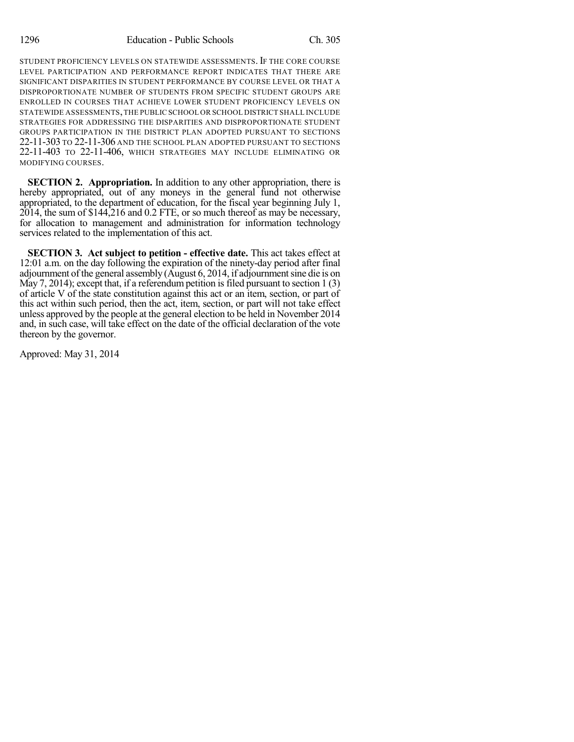STUDENT PROFICIENCY LEVELS ON STATEWIDE ASSESSMENTS. IF THE CORE COURSE LEVEL PARTICIPATION AND PERFORMANCE REPORT INDICATES THAT THERE ARE SIGNIFICANT DISPARITIES IN STUDENT PERFORMANCE BY COURSE LEVEL OR THAT A DISPROPORTIONATE NUMBER OF STUDENTS FROM SPECIFIC STUDENT GROUPS ARE ENROLLED IN COURSES THAT ACHIEVE LOWER STUDENT PROFICIENCY LEVELS ON STATEWIDE ASSESSMENTS, THE PUBLIC SCHOOL OR SCHOOL DISTRICT SHALL INCLUDE STRATEGIES FOR ADDRESSING THE DISPARITIES AND DISPROPORTIONATE STUDENT GROUPS PARTICIPATION IN THE DISTRICT PLAN ADOPTED PURSUANT TO SECTIONS 22-11-303 TO 22-11-306 AND THE SCHOOL PLAN ADOPTED PURSUANT TO SECTIONS 22-11-403 TO 22-11-406, WHICH STRATEGIES MAY INCLUDE ELIMINATING OR MODIFYING COURSES.

**SECTION 2. Appropriation.** In addition to any other appropriation, there is hereby appropriated, out of any moneys in the general fund not otherwise appropriated, to the department of education, for the fiscal year beginning July 1, 2014, the sum of $144,216 and 0.2 FTE, or so much thereof as may be necessary, for allocation to management and administration for information technology services related to the implementation of this act.

**SECTION 3. Act subject to petition - effective date.** This act takes effect at 12:01 a.m. on the day following the expiration of the ninety-day period after final adjournment of the general assembly (August 6, 2014, if adjournment sine die is on May 7, 2014); except that, if a referendum petition is filed pursuant to section 1 (3) of article V of the state constitution against this act or an item, section, or part of this act within such period, then the act, item, section, or part will not take effect unless approved by the people at the general election to be held in November 2014 and, in such case, will take effect on the date of the official declaration of the vote thereon by the governor.

Approved: May 31, 2014